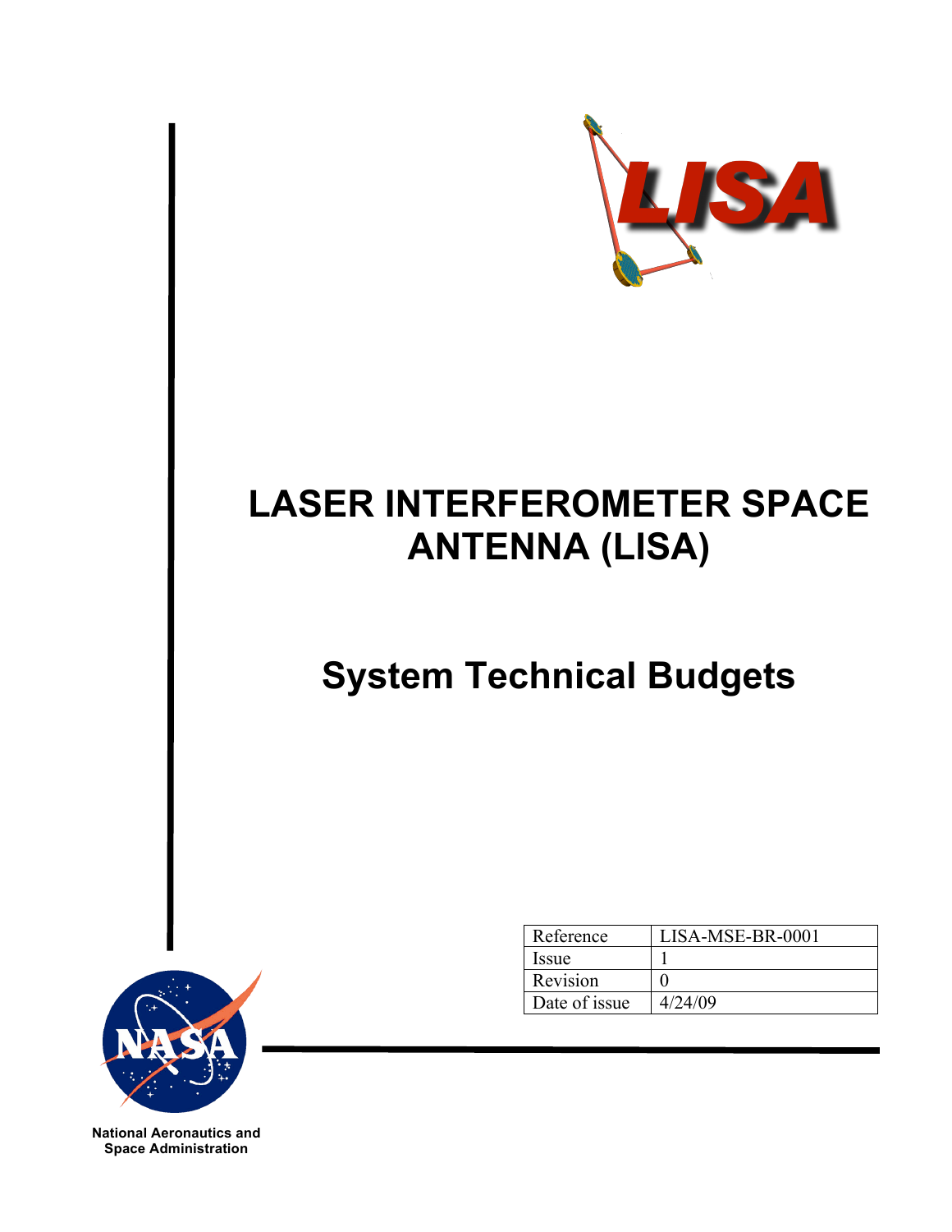# LASER INTERFEROMETER SPACE ANTENNA (LISA)

## System Technical Budgets

| Reference | LISA-MSE-BR-0001 |
|---|---|
| Issue | 1 |
| Revision | 0 |
| Date of issue | 4/24/09 |

National Aeronautics and Space Administration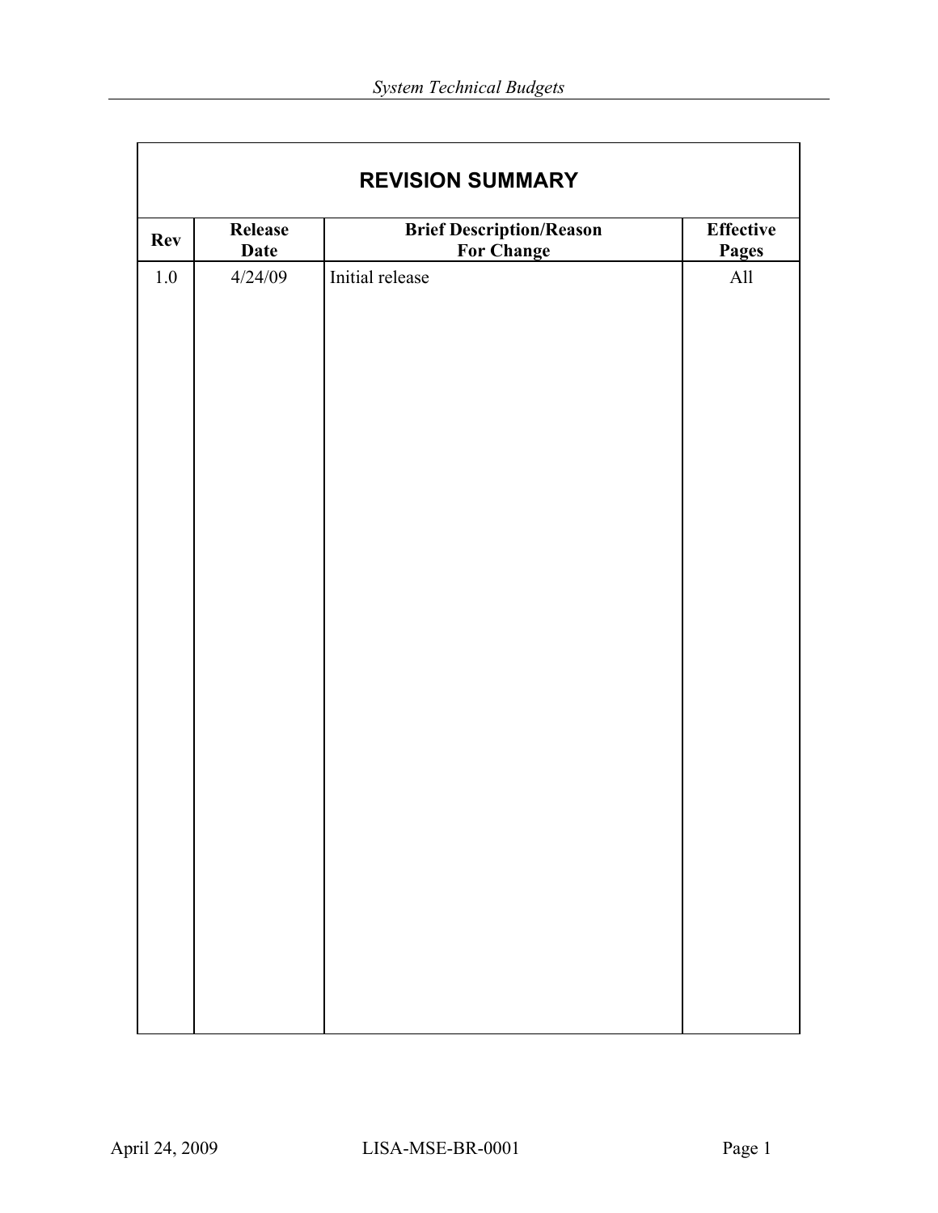## REVISION SUMMARY

| Rev | Release Date | Brief Description/Reason For Change | Effective Pages |
|---|---|---|---|
| 1.0 | 4/24/09 | Initial release | All |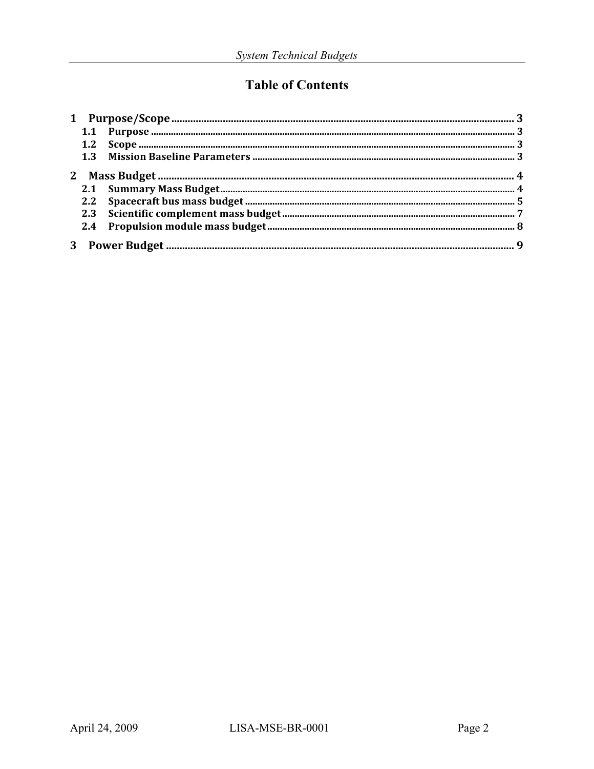# Table of Contents

1 Purpose/Scope ........ 3
- 1.1 Purpose ........ 3
- 1.2 Scope ........ 3
- 1.3 Mission Baseline Parameters ........ 3

2 Mass Budget ........ 4
- 2.1 Summary Mass Budget ........ 4
- 2.2 Spacecraft bus mass budget ........ 5
- 2.3 Scientific complement mass budget ........ 7
- 2.4 Propulsion module mass budget ........ 8

3 Power Budget ........ 9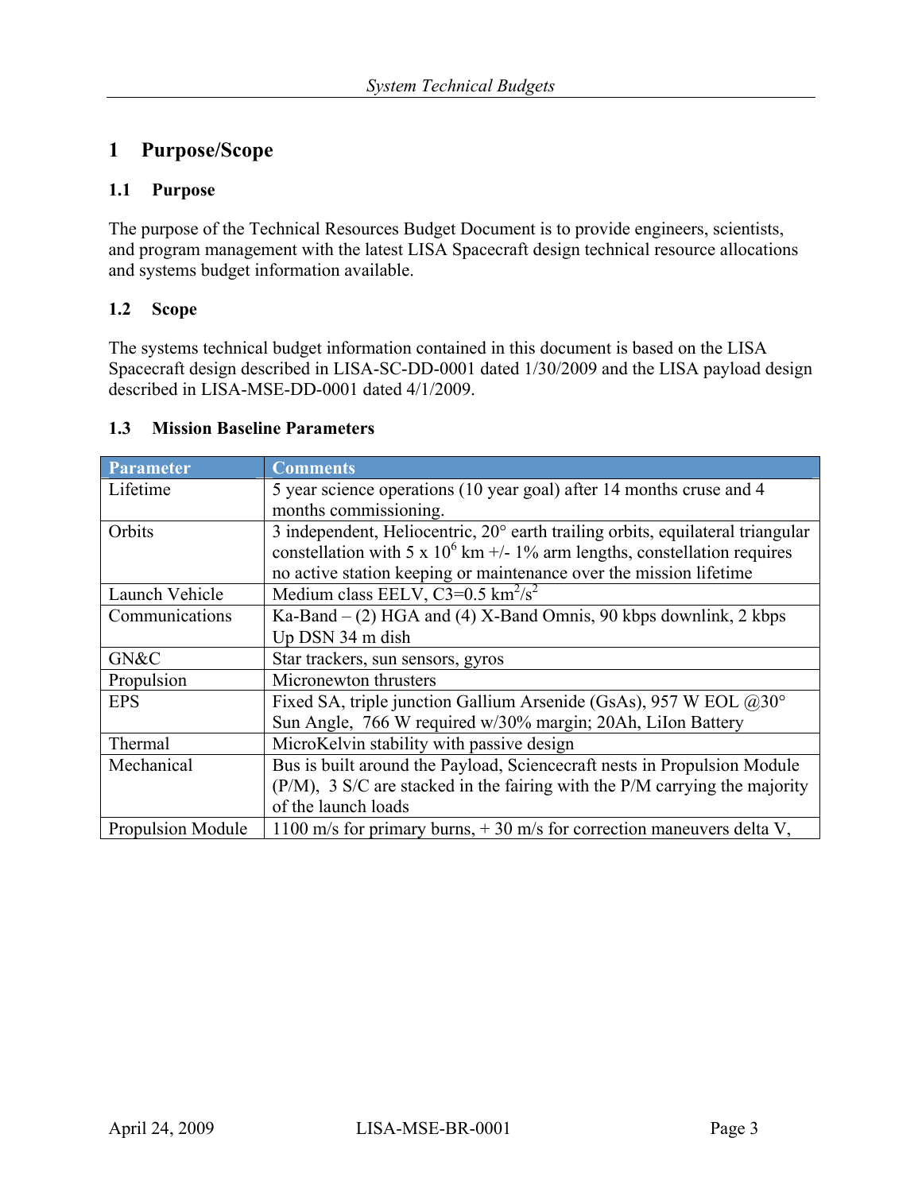# 1 Purpose/Scope

## 1.1 Purpose

The purpose of the Technical Resources Budget Document is to provide engineers, scientists, and program management with the latest LISA Spacecraft design technical resource allocations and systems budget information available.

## 1.2 Scope

The systems technical budget information contained in this document is based on the LISA Spacecraft design described in LISA-SC-DD-0001 dated 1/30/2009 and the LISA payload design described in LISA-MSE-DD-0001 dated 4/1/2009.

## 1.3 Mission Baseline Parameters

| Parameter | Comments |
|---|---|
| Lifetime | 5 year science operations (10 year goal) after 14 months cruse and 4 months commissioning. |
| Orbits | 3 independent, Heliocentric, 20° earth trailing orbits, equilateral triangular constellation with 5 x $10^6$ km +/- 1% arm lengths, constellation requires no active station keeping or maintenance over the mission lifetime |
| Launch Vehicle | Medium class EELV, C3=0.5 $km^2/s^2$ |
| Communications | Ka-Band – (2) HGA and (4) X-Band Omnis, 90 kbps downlink, 2 kbps Up DSN 34 m dish |
| GN&C | Star trackers, sun sensors, gyros |
| Propulsion | Micronewton thrusters |
| EPS | Fixed SA, triple junction Gallium Arsenide (GsAs), 957 W EOL @30° Sun Angle, 766 W required w/30% margin; 20Ah, LiIon Battery |
| Thermal | MicroKelvin stability with passive design |
| Mechanical | Bus is built around the Payload, Sciencecraft nests in Propulsion Module (P/M), 3 S/C are stacked in the fairing with the P/M carrying the majority of the launch loads |
| Propulsion Module | 1100 m/s for primary burns, + 30 m/s for correction maneuvers delta V, |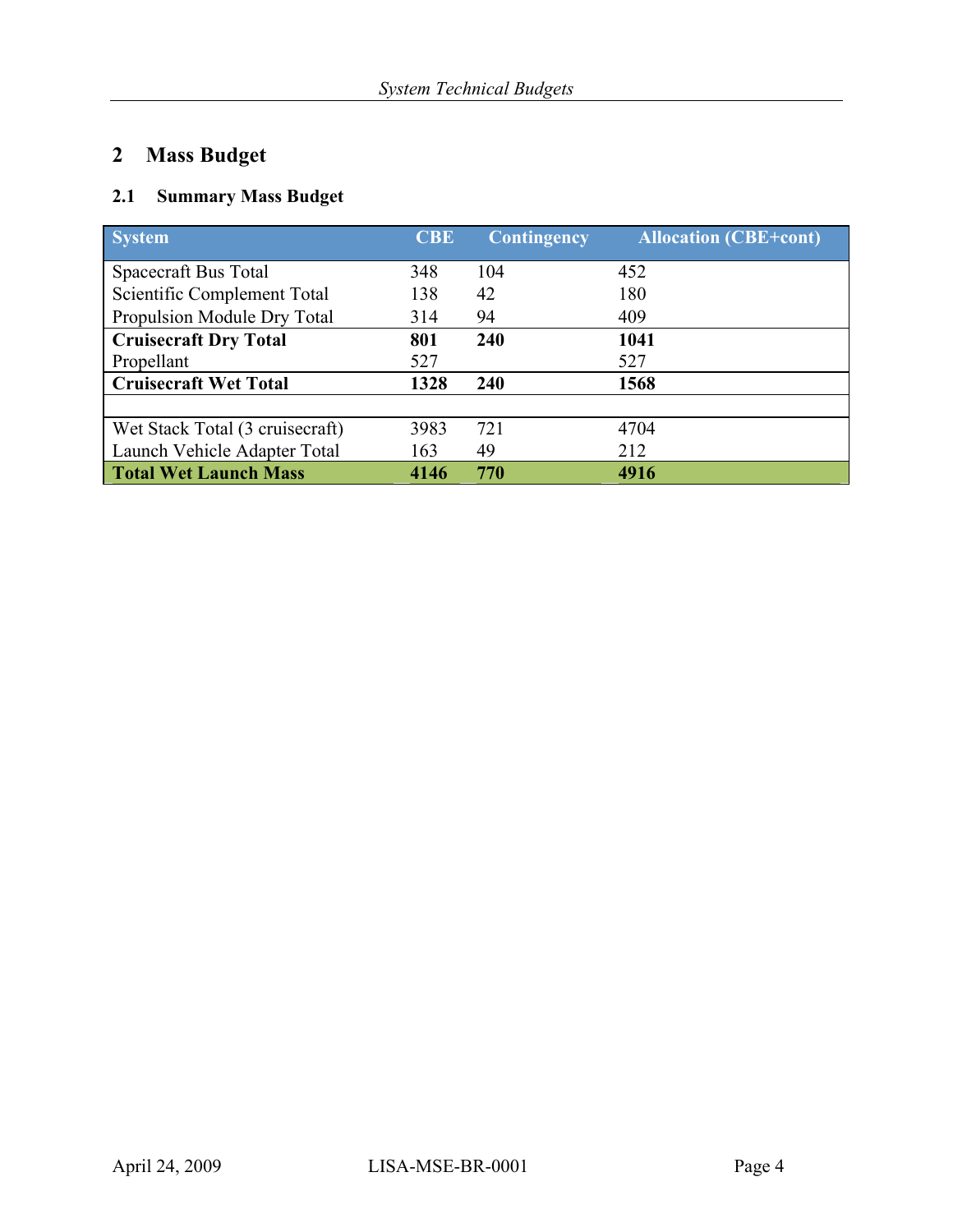# 2 Mass Budget

## 2.1 Summary Mass Budget

| System | CBE | Contingency | Allocation (CBE+cont) |
|---|---|---|---|
| Spacecraft Bus Total | 348 | 104 | 452 |
| Scientific Complement Total | 138 | 42 | 180 |
| Propulsion Module Dry Total | 314 | 94 | 409 |
| **Cruisecraft Dry Total** | **801** | **240** | **1041** |
| Propellant | 527 | | 527 |
| **Cruisecraft Wet Total** | **1328** | **240** | **1568** |
| | | | |
| Wet Stack Total (3 cruisecraft) | 3983 | 721 | 4704 |
| Launch Vehicle Adapter Total | 163 | 49 | 212 |
| **Total Wet Launch Mass** | **4146** | **770** | **4916** |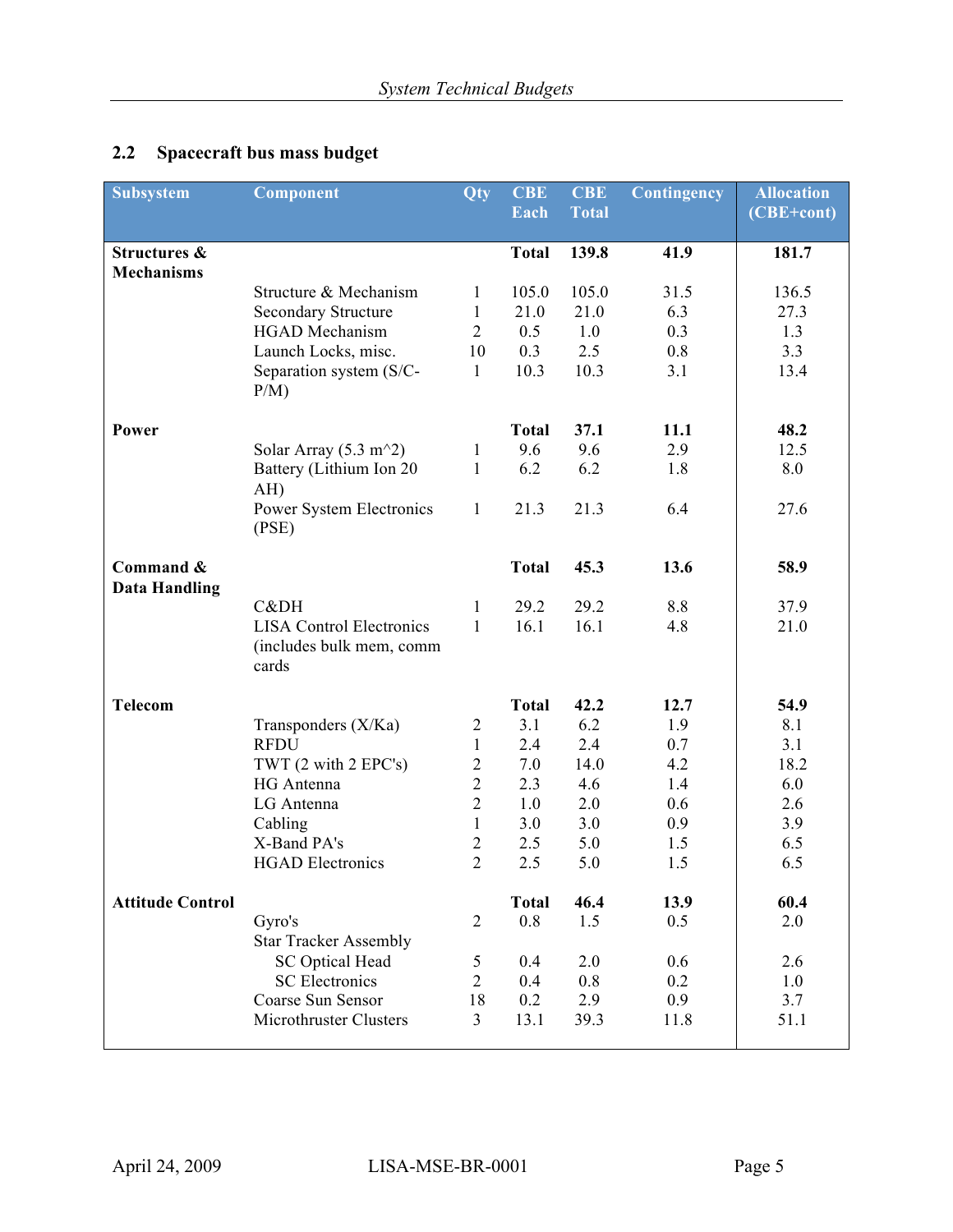## 2.2 Spacecraft bus mass budget

| Subsystem | Component | Qty | CBE Each | CBE Total | Contingency | Allocation (CBE+cont) |
|---|---|---|---|---|---|---|
| **Structures & Mechanisms** | | | **Total** | **139.8** | **41.9** | **181.7** |
| | Structure & Mechanism | 1 | 105.0 | 105.0 | 31.5 | 136.5 |
| | Secondary Structure | 1 | 21.0 | 21.0 | 6.3 | 27.3 |
| | HGAD Mechanism | 2 | 0.5 | 1.0 | 0.3 | 1.3 |
| | Launch Locks, misc. | 10 | 0.3 | 2.5 | 0.8 | 3.3 |
| | Separation system (S/C-P/M) | 1 | 10.3 | 10.3 | 3.1 | 13.4 |
| **Power** | | | **Total** | **37.1** | **11.1** | **48.2** |
| | Solar Array (5.3 m^2) | 1 | 9.6 | 9.6 | 2.9 | 12.5 |
| | Battery (Lithium Ion 20 AH) | 1 | 6.2 | 6.2 | 1.8 | 8.0 |
| | Power System Electronics (PSE) | 1 | 21.3 | 21.3 | 6.4 | 27.6 |
| **Command & Data Handling** | | | **Total** | **45.3** | **13.6** | **58.9** |
| | C&DH | 1 | 29.2 | 29.2 | 8.8 | 37.9 |
| | LISA Control Electronics (includes bulk mem, comm cards | 1 | 16.1 | 16.1 | 4.8 | 21.0 |
| **Telecom** | | | **Total** | **42.2** | **12.7** | **54.9** |
| | Transponders (X/Ka) | 2 | 3.1 | 6.2 | 1.9 | 8.1 |
| | RFDU | 1 | 2.4 | 2.4 | 0.7 | 3.1 |
| | TWT (2 with 2 EPC's) | 2 | 7.0 | 14.0 | 4.2 | 18.2 |
| | HG Antenna | 2 | 2.3 | 4.6 | 1.4 | 6.0 |
| | LG Antenna | 2 | 1.0 | 2.0 | 0.6 | 2.6 |
| | Cabling | 1 | 3.0 | 3.0 | 0.9 | 3.9 |
| | X-Band PA's | 2 | 2.5 | 5.0 | 1.5 | 6.5 |
| | HGAD Electronics | 2 | 2.5 | 5.0 | 1.5 | 6.5 |
| **Attitude Control** | | | **Total** | **46.4** | **13.9** | **60.4** |
| | Gyro's | 2 | 0.8 | 1.5 | 0.5 | 2.0 |
| | Star Tracker Assembly | | | | | |
| | SC Optical Head | 5 | 0.4 | 2.0 | 0.6 | 2.6 |
| | SC Electronics | 2 | 0.4 | 0.8 | 0.2 | 1.0 |
| | Coarse Sun Sensor | 18 | 0.2 | 2.9 | 0.9 | 3.7 |
| | Microthruster Clusters | 3 | 13.1 | 39.3 | 11.8 | 51.1 |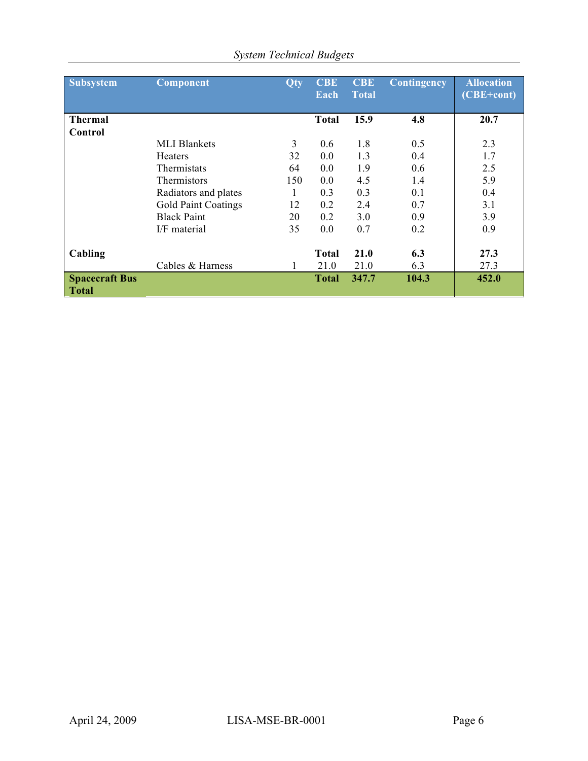| Subsystem | Component | Qty | CBE Each | CBE Total | Contingency | Allocation (CBE+cont) |
|---|---|---|---|---|---|---|
| **Thermal Control** | | | **Total** | **15.9** | **4.8** | **20.7** |
| | MLI Blankets | 3 | 0.6 | 1.8 | 0.5 | 2.3 |
| | Heaters | 32 | 0.0 | 1.3 | 0.4 | 1.7 |
| | Thermistats | 64 | 0.0 | 1.9 | 0.6 | 2.5 |
| | Thermistors | 150 | 0.0 | 4.5 | 1.4 | 5.9 |
| | Radiators and plates | 1 | 0.3 | 0.3 | 0.1 | 0.4 |
| | Gold Paint Coatings | 12 | 0.2 | 2.4 | 0.7 | 3.1 |
| | Black Paint | 20 | 0.2 | 3.0 | 0.9 | 3.9 |
| | I/F material | 35 | 0.0 | 0.7 | 0.2 | 0.9 |
| **Cabling** | | | **Total** | **21.0** | **6.3** | **27.3** |
| | Cables & Harness | 1 | 21.0 | 21.0 | 6.3 | 27.3 |
| **Spacecraft Bus Total** | | | **Total** | **347.7** | **104.3** | **452.0** |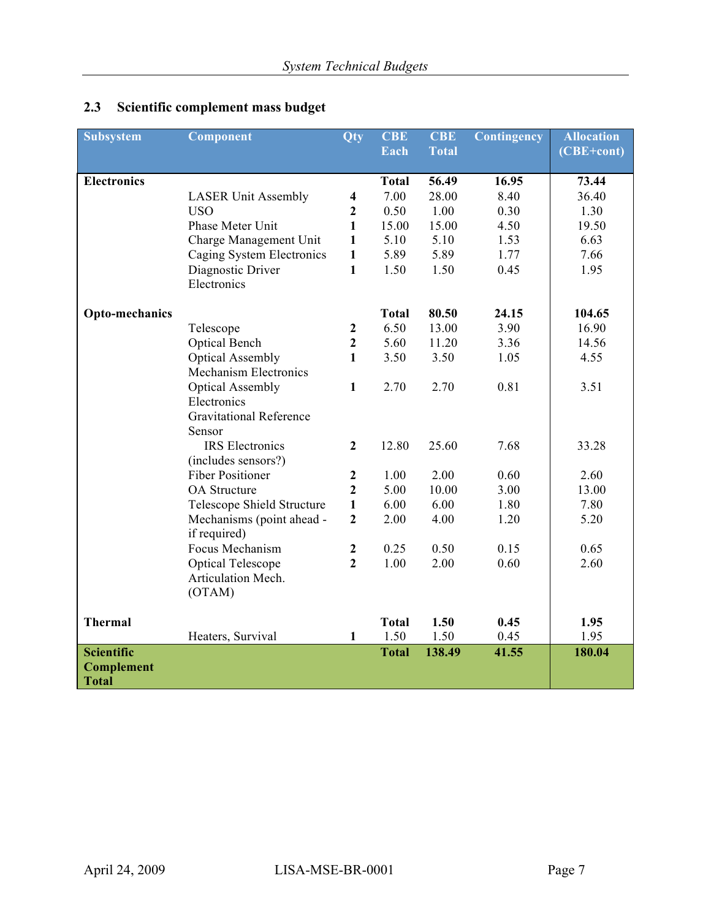## 2.3 Scientific complement mass budget

| Subsystem | Component | Qty | CBE Each | CBE Total | Contingency | Allocation (CBE+cont) |
|---|---|---|---|---|---|---|
| **Electronics** | | | **Total** | **56.49** | **16.95** | **73.44** |
| | LASER Unit Assembly | **4** | 7.00 | 28.00 | 8.40 | 36.40 |
| | USO | **2** | 0.50 | 1.00 | 0.30 | 1.30 |
| | Phase Meter Unit | **1** | 15.00 | 15.00 | 4.50 | 19.50 |
| | Charge Management Unit | **1** | 5.10 | 5.10 | 1.53 | 6.63 |
| | Caging System Electronics | **1** | 5.89 | 5.89 | 1.77 | 7.66 |
| | Diagnostic Driver Electronics | **1** | 1.50 | 1.50 | 0.45 | 1.95 |
| **Opto-mechanics** | | | **Total** | **80.50** | **24.15** | **104.65** |
| | Telescope | **2** | 6.50 | 13.00 | 3.90 | 16.90 |
| | Optical Bench | **2** | 5.60 | 11.20 | 3.36 | 14.56 |
| | Optical Assembly Mechanism Electronics | **1** | 3.50 | 3.50 | 1.05 | 4.55 |
| | Optical Assembly Electronics | **1** | 2.70 | 2.70 | 0.81 | 3.51 |
| | Gravitational Reference Sensor | | | | | |
| | IRS Electronics (includes sensors?) | **2** | 12.80 | 25.60 | 7.68 | 33.28 |
| | Fiber Positioner | **2** | 1.00 | 2.00 | 0.60 | 2.60 |
| | OA Structure | **2** | 5.00 | 10.00 | 3.00 | 13.00 |
| | Telescope Shield Structure | **1** | 6.00 | 6.00 | 1.80 | 7.80 |
| | Mechanisms (point ahead - if required) | **2** | 2.00 | 4.00 | 1.20 | 5.20 |
| | Focus Mechanism | **2** | 0.25 | 0.50 | 0.15 | 0.65 |
| | Optical Telescope Articulation Mech. (OTAM) | **2** | 1.00 | 2.00 | 0.60 | 2.60 |
| **Thermal** | | | **Total** | **1.50** | **0.45** | **1.95** |
| | Heaters, Survival | **1** | 1.50 | 1.50 | 0.45 | 1.95 |
| **Scientific Complement Total** | | | **Total** | **138.49** | **41.55** | **180.04** |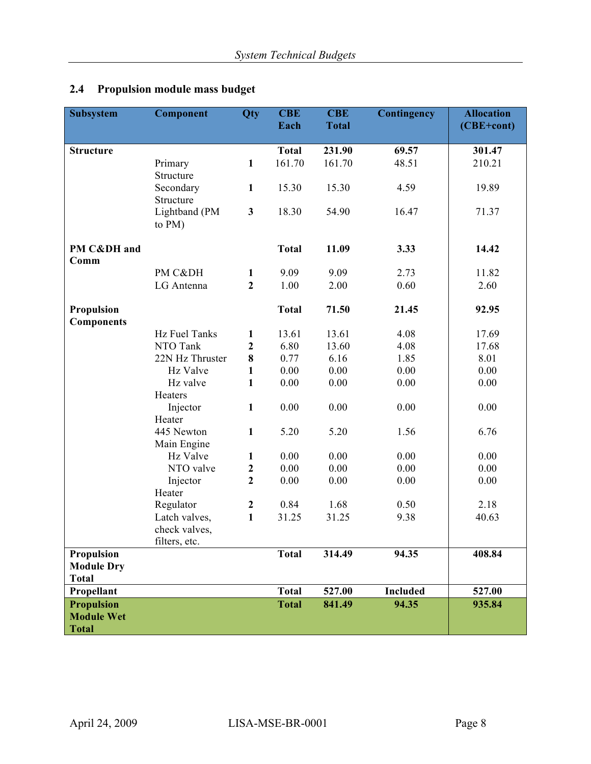## 2.4 Propulsion module mass budget

| Subsystem | Component | Qty | CBE Each | CBE Total | Contingency | Allocation (CBE+cont) |
|---|---|---|---|---|---|---|
| **Structure** | | | **Total** | **231.90** | **69.57** | **301.47** |
| | Primary Structure | **1** | 161.70 | 161.70 | 48.51 | 210.21 |
| | Secondary Structure | **1** | 15.30 | 15.30 | 4.59 | 19.89 |
| | Lightband (PM to PM) | **3** | 18.30 | 54.90 | 16.47 | 71.37 |
| **PM C&DH and Comm** | | | **Total** | **11.09** | **3.33** | **14.42** |
| | PM C&DH | **1** | 9.09 | 9.09 | 2.73 | 11.82 |
| | LG Antenna | **2** | 1.00 | 2.00 | 0.60 | 2.60 |
| **Propulsion Components** | | | **Total** | **71.50** | **21.45** | **92.95** |
| | Hz Fuel Tanks | **1** | 13.61 | 13.61 | 4.08 | 17.69 |
| | NTO Tank | **2** | 6.80 | 13.60 | 4.08 | 17.68 |
| | 22N Hz Thruster | **8** | 0.77 | 6.16 | 1.85 | 8.01 |
| | Hz Valve | **1** | 0.00 | 0.00 | 0.00 | 0.00 |
| | Hz valve Heaters | **1** | 0.00 | 0.00 | 0.00 | 0.00 |
| | Injector Heater | **1** | 0.00 | 0.00 | 0.00 | 0.00 |
| | 445 Newton Main Engine | **1** | 5.20 | 5.20 | 1.56 | 6.76 |
| | Hz Valve | **1** | 0.00 | 0.00 | 0.00 | 0.00 |
| | NTO valve | **2** | 0.00 | 0.00 | 0.00 | 0.00 |
| | Injector Heater | **2** | 0.00 | 0.00 | 0.00 | 0.00 |
| | Regulator | **2** | 0.84 | 1.68 | 0.50 | 2.18 |
| | Latch valves, check valves, filters, etc. | **1** | 31.25 | 31.25 | 9.38 | 40.63 |
| **Propulsion Module Dry Total** | | | **Total** | **314.49** | **94.35** | **408.84** |
| **Propellant** | | | **Total** | **527.00** | **Included** | **527.00** |
| **Propulsion Module Wet Total** | | | **Total** | **841.49** | **94.35** | **935.84** |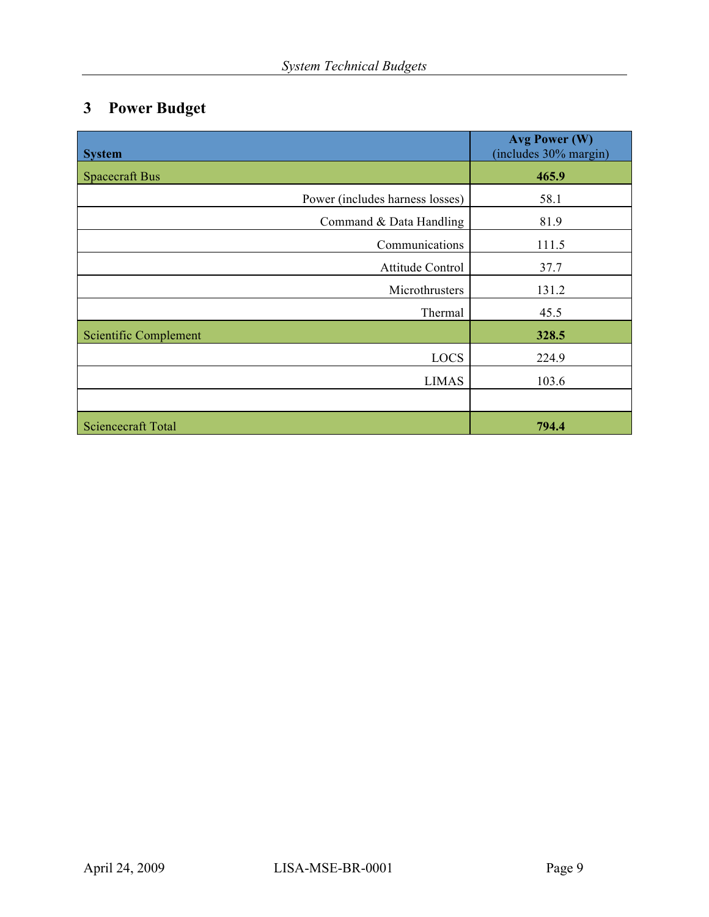# 3 Power Budget

| **System** | **Avg Power (W)** (includes 30% margin) |
|---|---|
| Spacecraft Bus | **465.9** |
| Power (includes harness losses) | 58.1 |
| Command & Data Handling | 81.9 |
| Communications | 111.5 |
| Attitude Control | 37.7 |
| Microthrusters | 131.2 |
| Thermal | 45.5 |
| Scientific Complement | **328.5** |
| LOCS | 224.9 |
| LIMAS | 103.6 |
| | |
| Sciencecraft Total | **794.4** |